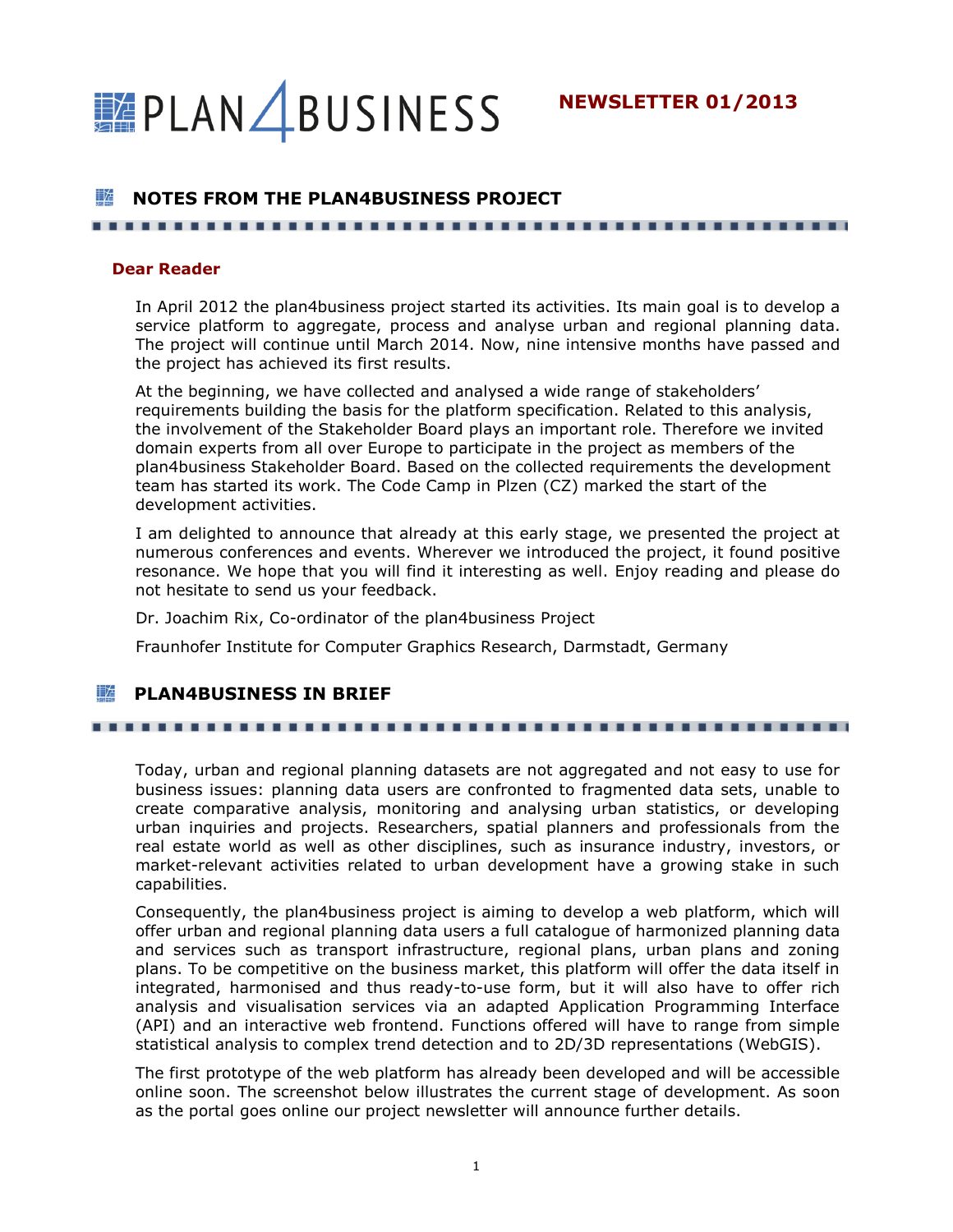# PLAN4BUSINESS

**NEWSLETTER 01/2013**

## NOTES FROM THE PLAN4BUSINESS PROJECT

### Dear Reader

In April 2012 the plan4business project started its activities. Its main goal is to develop a service platform to aggregate, process and analyse urban and regional planning data. The project will continue until March 2014. Now, nine intensive months have passed and the project has achieved its first results.

At the beginning, we have collected and analysed a wide range of stakeholders' requirements building the basis for the platform specification. Related to this analysis, the involvement of the Stakeholder Board plays an important role. Therefore we invited domain experts from all over Europe to participate in the project as members of the plan4business Stakeholder Board. Based on the collected requirements the development team has started its work. The Code Camp in Plzen (CZ) marked the start of the development activities.

I am delighted to announce that already at this early stage, we presented the project at numerous conferences and events. Wherever we introduced the project, it found positive resonance. We hope that you will find it interesting as well. Enjoy reading and please do not hesitate to send us your feedback.

Dr. Joachim Rix, Co-ordinator of the plan4business Project

Fraunhofer Institute for Computer Graphics Research, Darmstadt, Germany

## PLAN4BUSINESS IN BRIEF

Today, urban and regional planning datasets are not aggregated and not easy to use for business issues: planning data users are confronted to fragmented data sets, unable to create comparative analysis, monitoring and analysing urban statistics, or developing urban inquiries and projects. Researchers, spatial planners and professionals from the real estate world as well as other disciplines, such as insurance industry, investors, or market-relevant activities related to urban development have a growing stake in such capabilities.

Consequently, the plan4business project is aiming to develop a web platform, which will offer urban and regional planning data users a full catalogue of harmonized planning data and services such as transport infrastructure, regional plans, urban plans and zoning plans. To be competitive on the business market, this platform will offer the data itself in integrated, harmonised and thus ready-to-use form, but it will also have to offer rich analysis and visualisation services via an adapted Application Programming Interface (API) and an interactive web frontend. Functions offered will have to range from simple statistical analysis to complex trend detection and to 2D/3D representations (WebGIS).

The first prototype of the web platform has already been developed and will be accessible online soon. The screenshot below illustrates the current stage of development. As soon as the portal goes online our project newsletter will announce further details.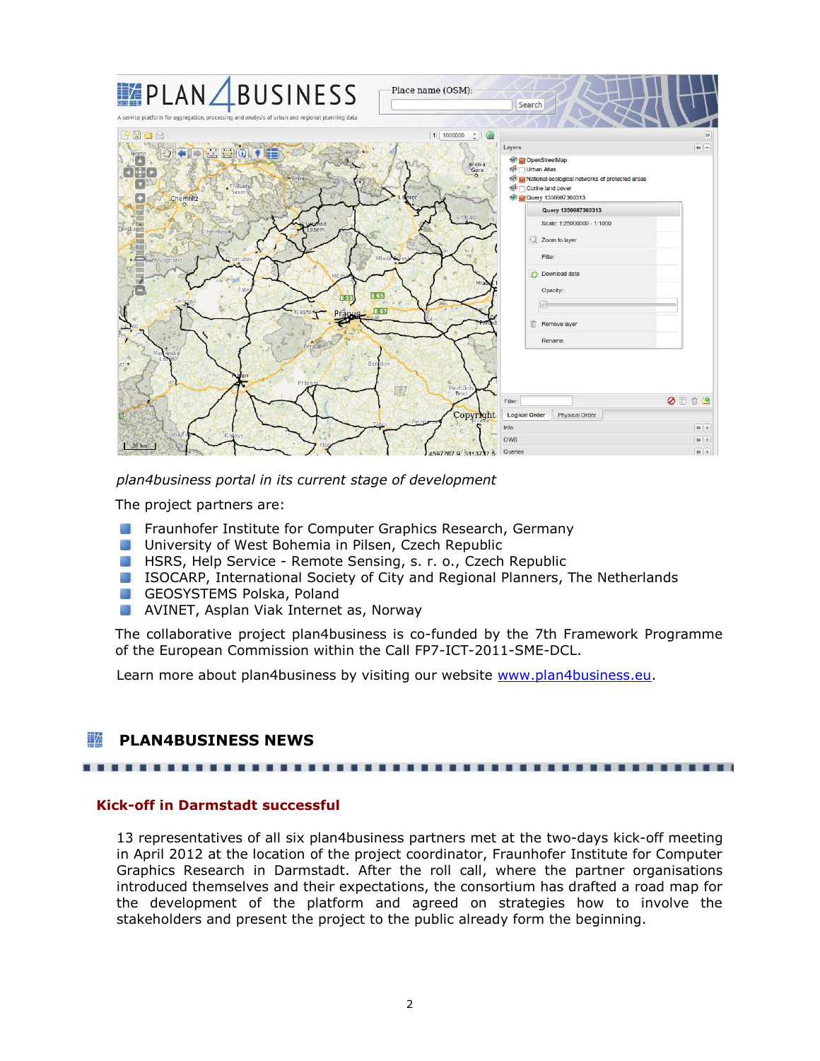*plan4business portal in its current stage of development*

The project partners are:

- Fraunhofer Institute for Computer Graphics Research, Germany
- University of West Bohemia in Pilsen, Czech Republic
- HSRS, Help Service - Remote Sensing, s. r. o., Czech Republic
- ISOCARP, International Society of City and Regional Planners, The Netherlands
- GEOSYSTEMS Polska, Poland
- AVINET, Asplan Viak Internet as, Norway

The collaborative project plan4business is co-funded by the 7th Framework Programme of the European Commission within the Call FP7-ICT-2011-SME-DCL.

Learn more about plan4business by visiting our website [www.plan4business.eu](http://www.plan4business.eu).

## PLAN4BUSINESS NEWS

### Kick-off in Darmstadt successful

13 representatives of all six plan4business partners met at the two-days kick-off meeting in April 2012 at the location of the project coordinator, Fraunhofer Institute for Computer Graphics Research in Darmstadt. After the roll call, where the partner organisations introduced themselves and their expectations, the consortium has drafted a road map for the development of the platform and agreed on strategies how to involve the stakeholders and present the project to the public already form the beginning.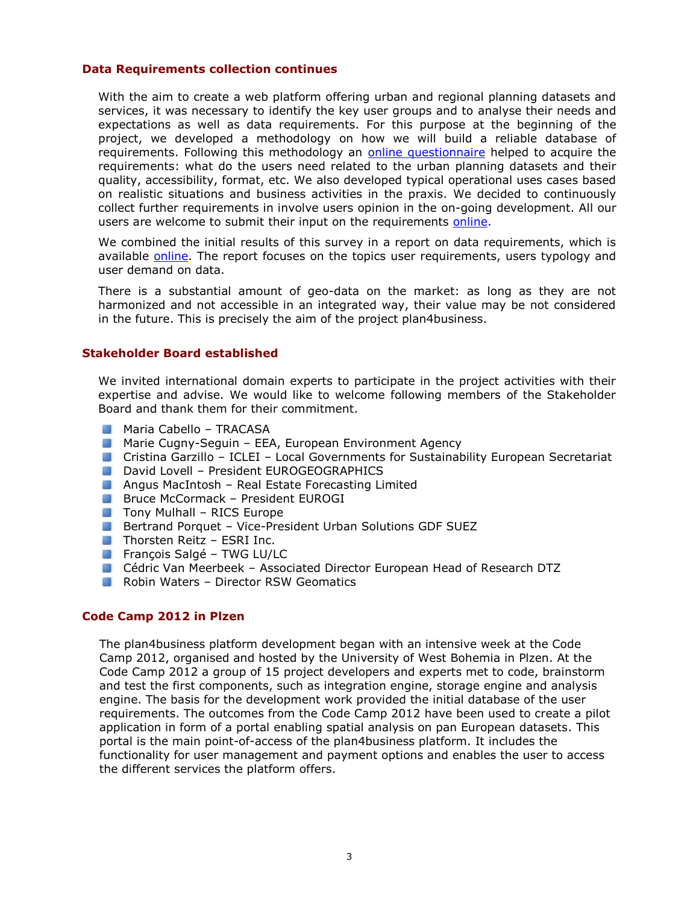## Data Requirements collection continues

With the aim to create a web platform offering urban and regional planning datasets and services, it was necessary to identify the key user groups and to analyse their needs and expectations as well as data requirements. For this purpose at the beginning of the project, we developed a methodology on how we will build a reliable database of requirements. Following this methodology an online questionnaire helped to acquire the requirements: what do the users need related to the urban planning datasets and their quality, accessibility, format, etc. We also developed typical operational uses cases based on realistic situations and business activities in the praxis. We decided to continuously collect further requirements in involve users opinion in the on-going development. All our users are welcome to submit their input on the requirements online.

We combined the initial results of this survey in a report on data requirements, which is available online. The report focuses on the topics user requirements, users typology and user demand on data.

There is a substantial amount of geo-data on the market: as long as they are not harmonized and not accessible in an integrated way, their value may be not considered in the future. This is precisely the aim of the project plan4business.

## Stakeholder Board established

We invited international domain experts to participate in the project activities with their expertise and advise. We would like to welcome following members of the Stakeholder Board and thank them for their commitment.

- Maria Cabello – TRACASA
- Marie Cugny-Seguin – EEA, European Environment Agency
- Cristina Garzillo – ICLEI – Local Governments for Sustainability European Secretariat
- David Lovell – President EUROGEOGRAPHICS
- Angus MacIntosh – Real Estate Forecasting Limited
- Bruce McCormack – President EUROGI
- Tony Mulhall – RICS Europe
- Bertrand Porquet – Vice-President Urban Solutions GDF SUEZ
- Thorsten Reitz – ESRI Inc.
- François Salgé – TWG LU/LC
- Cédric Van Meerbeek – Associated Director European Head of Research DTZ
- Robin Waters – Director RSW Geomatics

## Code Camp 2012 in Plzen

The plan4business platform development began with an intensive week at the Code Camp 2012, organised and hosted by the University of West Bohemia in Plzen. At the Code Camp 2012 a group of 15 project developers and experts met to code, brainstorm and test the first components, such as integration engine, storage engine and analysis engine. The basis for the development work provided the initial database of the user requirements. The outcomes from the Code Camp 2012 have been used to create a pilot application in form of a portal enabling spatial analysis on pan European datasets. This portal is the main point-of-access of the plan4business platform. It includes the functionality for user management and payment options and enables the user to access the different services the platform offers.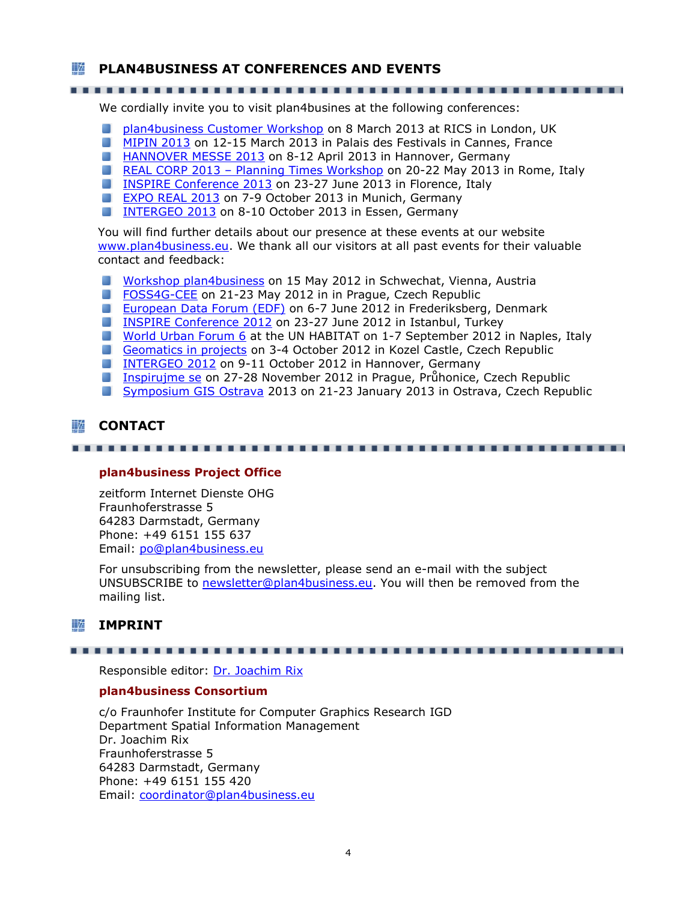## PLAN4BUSINESS AT CONFERENCES AND EVENTS

We cordially invite you to visit plan4busines at the following conferences:

- plan4business Customer Workshop on 8 March 2013 at RICS in London, UK
- MIPIN 2013 on 12-15 March 2013 in Palais des Festivals in Cannes, France
- HANNOVER MESSE 2013 on 8-12 April 2013 in Hannover, Germany
- REAL CORP 2013 – Planning Times Workshop on 20-22 May 2013 in Rome, Italy
- INSPIRE Conference 2013 on 23-27 June 2013 in Florence, Italy
- EXPO REAL 2013 on 7-9 October 2013 in Munich, Germany
- INTERGEO 2013 on 8-10 October 2013 in Essen, Germany

You will find further details about our presence at these events at our website www.plan4business.eu. We thank all our visitors at all past events for their valuable contact and feedback:

- Workshop plan4business on 15 May 2012 in Schwechat, Vienna, Austria
- FOSS4G-CEE on 21-23 May 2012 in in Prague, Czech Republic
- European Data Forum (EDF) on 6-7 June 2012 in Frederiksberg, Denmark
- INSPIRE Conference 2012 on 23-27 June 2012 in Istanbul, Turkey
- World Urban Forum 6 at the UN HABITAT on 1-7 September 2012 in Naples, Italy
- Geomatics in projects on 3-4 October 2012 in Kozel Castle, Czech Republic
- INTERGEO 2012 on 9-11 October 2012 in Hannover, Germany
- Inspirujme se on 27-28 November 2012 in Prague, Průhonice, Czech Republic
- Symposium GIS Ostrava 2013 on 21-23 January 2013 in Ostrava, Czech Republic

## CONTACT

**plan4business Project Office**

zeitform Internet Dienste OHG
Fraunhoferstrasse 5
64283 Darmstadt, Germany
Phone: +49 6151 155 637
Email: po@plan4business.eu

For unsubscribing from the newsletter, please send an e-mail with the subject UNSUBSCRIBE to newsletter@plan4business.eu. You will then be removed from the mailing list.

## IMPRINT

Responsible editor: Dr. Joachim Rix

**plan4business Consortium**

c/o Fraunhofer Institute for Computer Graphics Research IGD
Department Spatial Information Management
Dr. Joachim Rix
Fraunhoferstrasse 5
64283 Darmstadt, Germany
Phone: +49 6151 155 420
Email: coordinator@plan4business.eu